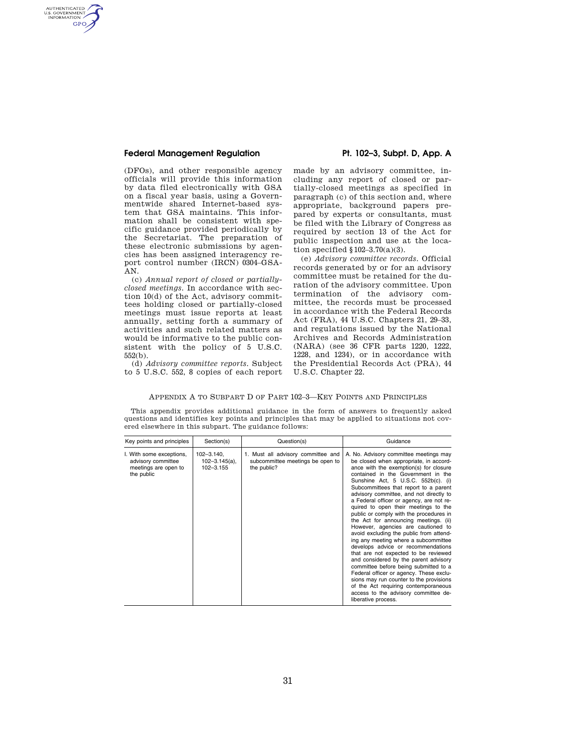(DFOs), and other responsible agency officials will provide this information by data filed electronically with GSA on a fiscal year basis, using a Governmentwide shared Internet-based system that GSA maintains. This information shall be consistent with specific guidance provided periodically by the Secretariat. The preparation of these electronic submissions by agencies has been assigned interagency report control number (IRCN) 0304–GSA-AN.

(c) *Annual report of closed or partially-closed meetings.* In accordance with section 10(d) of the Act, advisory committees holding closed or partially-closed meetings must issue reports at least annually, setting forth a summary of activities and such related matters as would be informative to the public consistent with the policy of 5 U.S.C. 552(b).

(d) *Advisory committee reports.* Subject to 5 U.S.C. 552, 8 copies of each report made by an advisory committee, including any report of closed or partially-closed meetings as specified in paragraph (c) of this section and, where appropriate, background papers prepared by experts or consultants, must be filed with the Library of Congress as required by section 13 of the Act for public inspection and use at the location specified §102–3.70(a)(3).

(e) *Advisory committee records.* Official records generated by or for an advisory committee must be retained for the duration of the advisory committee. Upon termination of the advisory committee, the records must be processed in accordance with the Federal Records Act (FRA), 44 U.S.C. Chapters 21, 29–33, and regulations issued by the National Archives and Records Administration (NARA) (see 36 CFR parts 1220, 1222, 1228, and 1234), or in accordance with the Presidential Records Act (PRA), 44 U.S.C. Chapter 22.

## APPENDIX A TO SUBPART D OF PART 102–3—KEY POINTS AND PRINCIPLES

This appendix provides additional guidance in the form of answers to frequently asked questions and identifies key points and principles that may be applied to situations not covered elsewhere in this subpart. The guidance follows:

| Key points and principles | Section(s) | Question(s) | Guidance |
|---|---|---|---|
| I. With some exceptions, advisory committee meetings are open to the public | 102–3.140, 102–3.145(a), 102–3.155 | 1. Must all advisory committee and subcommittee meetings be open to the public? | A. No. Advisory committee meetings may be closed when appropriate, in accordance with the exemption(s) for closure contained in the Government in the Sunshine Act, 5 U.S.C. 552b(c). (i) Subcommittees that report to a parent advisory committee, and not directly to a Federal officer or agency, are not required to open their meetings to the public or comply with the procedures in the Act for announcing meetings. (ii) However, agencies are cautioned to avoid excluding the public from attending any meeting where a subcommittee develops advice or recommendations that are not expected to be reviewed and considered by the parent advisory committee before being submitted to a Federal officer or agency. These exclusions may run counter to the provisions of the Act requiring contemporaneous access to the advisory committee deliberative process. |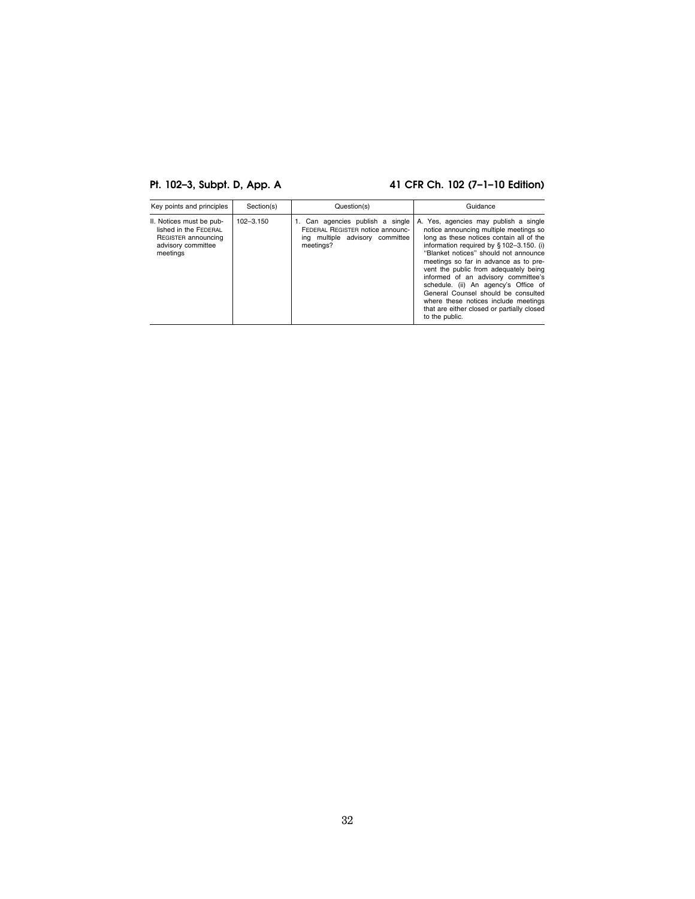| Key points and principles | Section(s) | Question(s) | Guidance |
| --- | --- | --- | --- |
| II. Notices must be published in the FEDERAL REGISTER announcing advisory committee meetings | 102–3.150 | 1. Can agencies publish a single FEDERAL REGISTER notice announcing multiple advisory committee meetings? | A. Yes, agencies may publish a single notice announcing multiple meetings so long as these notices contain all of the information required by § 102–3.150. (i) "Blanket notices" should not announce meetings so far in advance as to prevent the public from adequately being informed of an advisory committee's schedule. (ii) An agency's Office of General Counsel should be consulted where these notices include meetings that are either closed or partially closed to the public. |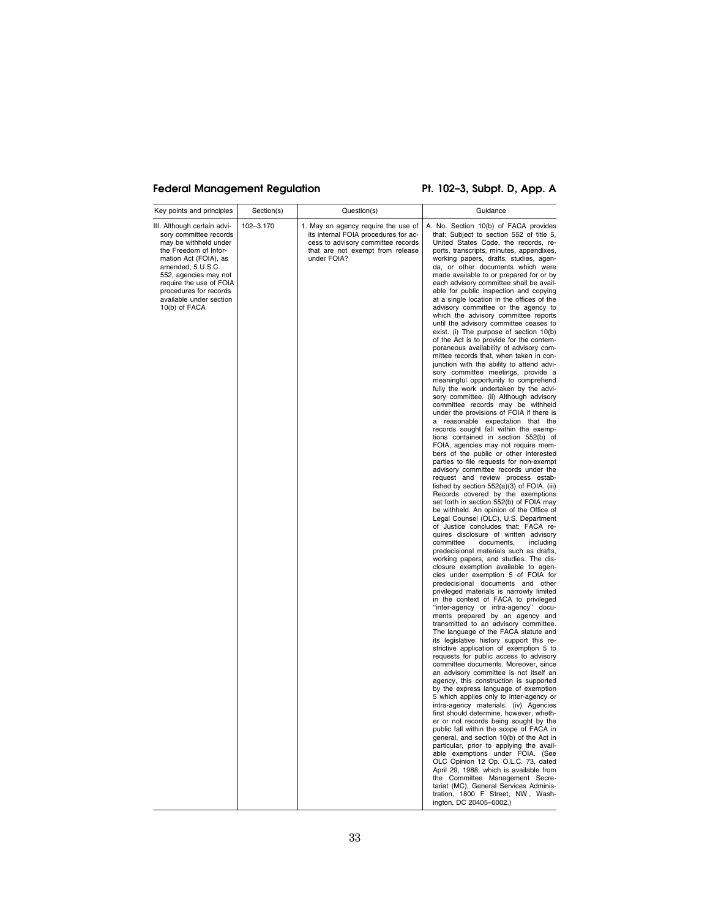| Key points and principles | Section(s) | Question(s) | Guidance |
|---|---|---|---|
| III. Although certain advisory committee records may be withheld under the Freedom of Information Act (FOIA), as amended, 5 U.S.C. 552, agencies may not require the use of FOIA procedures for records available under section 10(b) of FACA | 102–3.170 | 1. May an agency require the use of its internal FOIA procedures for access to advisory committee records that are not exempt from release under FOIA? | A. No. Section 10(b) of FACA provides that: Subject to section 552 of title 5, United States Code, the records, reports, transcripts, minutes, appendixes, working papers, drafts, studies, agenda, or other documents which were made available to or prepared for or by each advisory committee shall be available for public inspection and copying at a single location in the offices of the advisory committee or the agency to which the advisory committee reports until the advisory committee ceases to exist. (i) The purpose of section 10(b) of the Act is to provide for the contemporaneous availability of advisory committee records that, when taken in conjunction with the ability to attend advisory committee meetings, provide a meaningful opportunity to comprehend fully the work undertaken by the advisory committee. (ii) Although advisory committee records may be withheld under the provisions of FOIA if there is a reasonable expectation that the records sought fall within the exemptions contained in section 552(b) of FOIA, agencies may not require members of the public or other interested parties to file requests for non-exempt advisory committee records under the request and review process established by section 552(a)(3) of FOIA. (iii) Records covered by the exemptions set forth in section 552(b) of FOIA may be withheld. An opinion of the Office of Legal Counsel (OLC), U.S. Department of Justice concludes that: FACA requires disclosure of written advisory committee documents, including predecisional materials such as drafts, working papers, and studies. The disclosure exemption available to agencies under exemption 5 of FOIA for predecisional documents and other privileged materials is narrowly limited in the context of FACA to privileged "inter-agency or intra-agency" documents prepared by an agency and transmitted to an advisory committee. The language of the FACA statute and its legislative history support this restrictive application of exemption 5 to requests for public access to advisory committee documents. Moreover, since an advisory committee is not itself an agency, this construction is supported by the express language of exemption 5 which applies only to inter-agency or intra-agency materials. (iv) Agencies first should determine, however, whether or not records being sought by the public fall within the scope of FACA in general, and section 10(b) of the Act in particular, prior to applying the available exemptions under FOIA. (See OLC Opinion 12 Op. O.L.C. 73, dated April 29, 1988, which is available from the Committee Management Secretariat (MC), General Services Administration, 1800 F Street, NW., Washington, DC 20405–0002.) |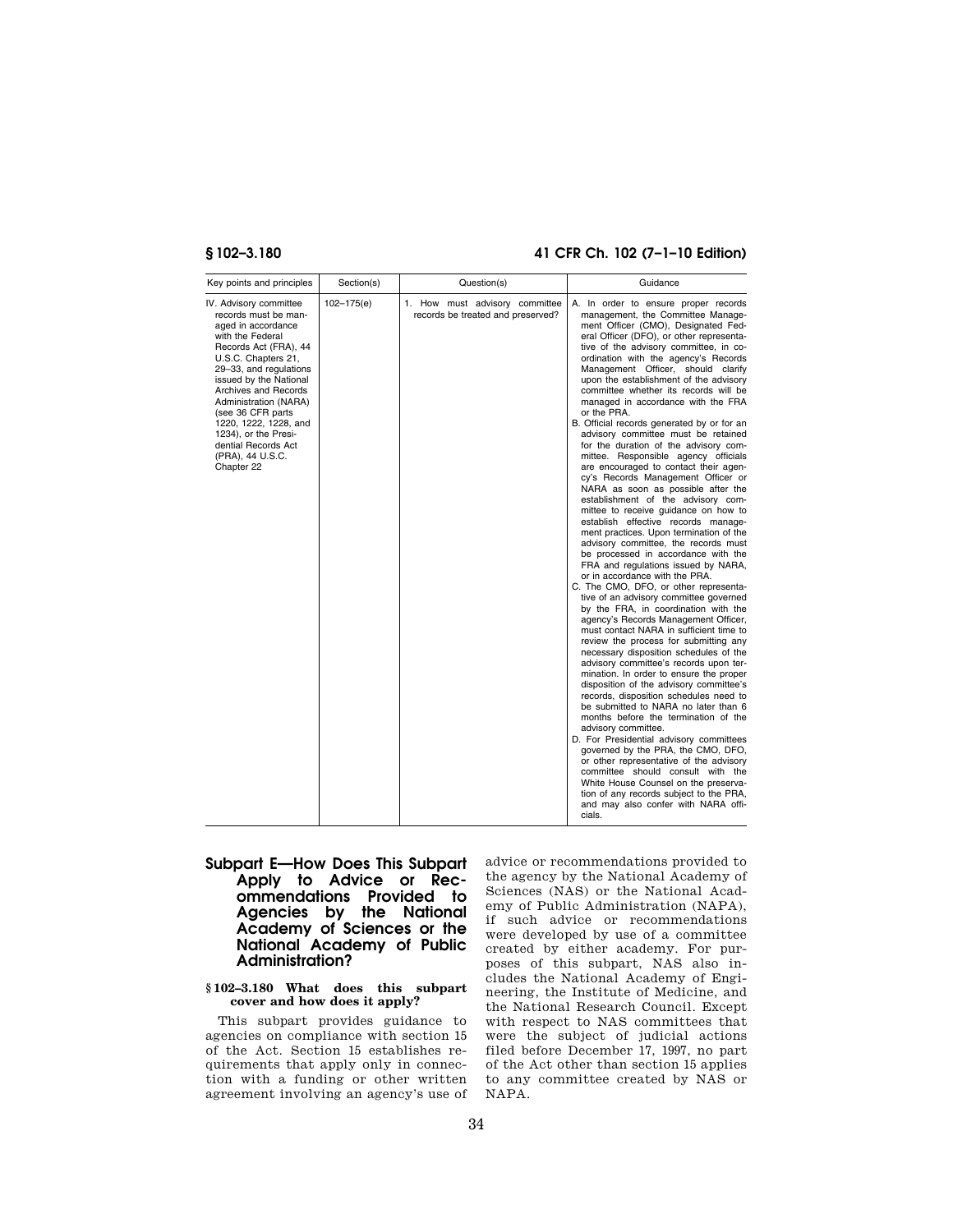| Key points and principles | Section(s) | Question(s) | Guidance |
| --- | --- | --- | --- |
| IV. Advisory committee records must be managed in accordance with the Federal Records Act (FRA), 44 U.S.C. Chapters 21, 29–33, and regulations issued by the National Archives and Records Administration (NARA) (see 36 CFR parts 1220, 1222, 1228, and 1234), or the Presidential Records Act (PRA), 44 U.S.C. Chapter 22 | 102–175(e) | 1. How must advisory committee records be treated and preserved? | A. In order to ensure proper records management, the Committee Management Officer (CMO), Designated Federal Officer (DFO), or other representative of the advisory committee, in coordination with the agency's Records Management Officer, should clarify upon the establishment of the advisory committee whether its records will be managed in accordance with the FRA or the PRA. B. Official records generated by or for an advisory committee must be retained for the duration of the advisory committee. Responsible agency officials are encouraged to contact their agency's Records Management Officer or NARA as soon as possible after the establishment of the advisory committee to receive guidance on how to establish effective records management practices. Upon termination of the advisory committee, the records must be processed in accordance with the FRA and regulations issued by NARA, or in accordance with the PRA. C. The CMO, DFO, or other representative of an advisory committee governed by the FRA, in coordination with the agency's Records Management Officer, must contact NARA in sufficient time to review the process for submitting any necessary disposition schedules of the advisory committee's records upon termination. In order to ensure the proper disposition of the advisory committee's records, disposition schedules need to be submitted to NARA no later than 6 months before the termination of the advisory committee. D. For Presidential advisory committees governed by the PRA, the CMO, DFO, or other representative of the advisory committee should consult with the White House Counsel on the preservation of any records subject to the PRA, and may also confer with NARA officials. |

## Subpart E—How Does This Subpart Apply to Advice or Recommendations Provided to Agencies by the National Academy of Sciences or the National Academy of Public Administration?

### § 102–3.180 What does this subpart cover and how does it apply?

This subpart provides guidance to agencies on compliance with section 15 of the Act. Section 15 establishes requirements that apply only in connection with a funding or other written agreement involving an agency's use of advice or recommendations provided to the agency by the National Academy of Sciences (NAS) or the National Academy of Public Administration (NAPA), if such advice or recommendations were developed by use of a committee created by either academy. For purposes of this subpart, NAS also includes the National Academy of Engineering, the Institute of Medicine, and the National Research Council. Except with respect to NAS committees that were the subject of judicial actions filed before December 17, 1997, no part of the Act other than section 15 applies to any committee created by NAS or NAPA.